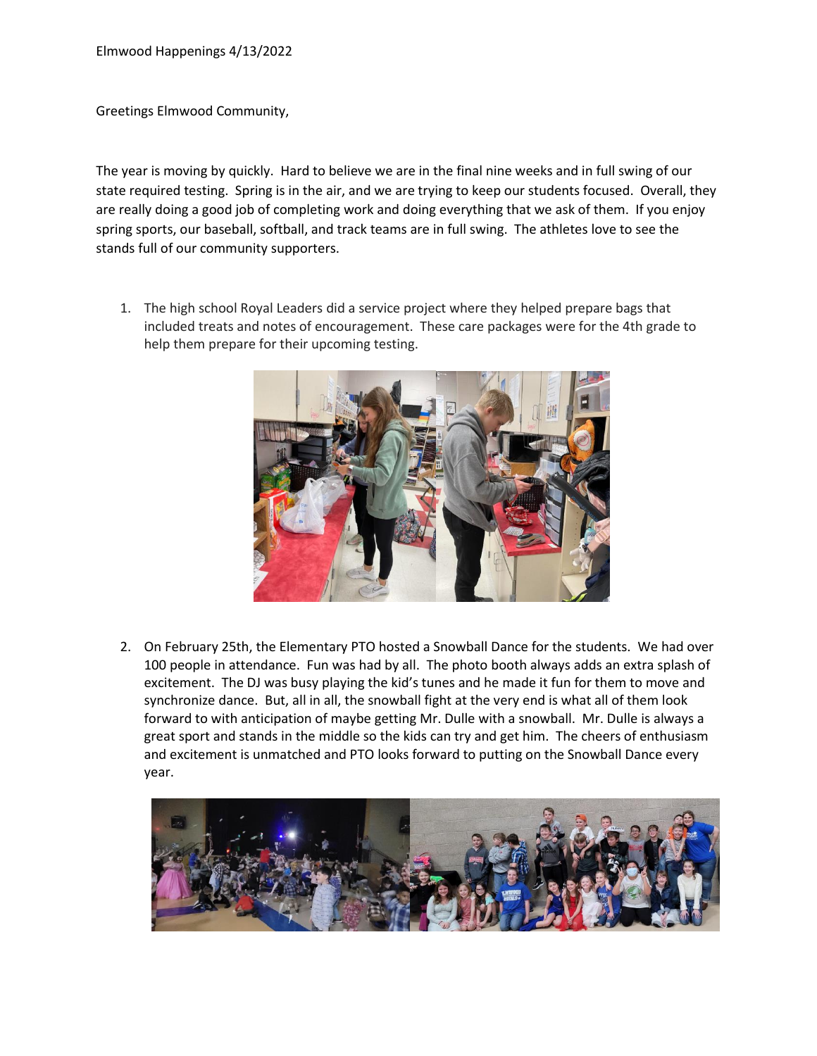Elmwood Happenings 4/13/2022

Greetings Elmwood Community,

The year is moving by quickly. Hard to believe we are in the final nine weeks and in full swing of our state required testing. Spring is in the air, and we are trying to keep our students focused. Overall, they are really doing a good job of completing work and doing everything that we ask of them. If you enjoy spring sports, our baseball, softball, and track teams are in full swing. The athletes love to see the stands full of our community supporters.

1. The high school Royal Leaders did a service project where they helped prepare bags that included treats and notes of encouragement. These care packages were for the 4th grade to help them prepare for their upcoming testing.

2. On February 25th, the Elementary PTO hosted a Snowball Dance for the students. We had over 100 people in attendance. Fun was had by all. The photo booth always adds an extra splash of excitement. The DJ was busy playing the kid's tunes and he made it fun for them to move and synchronize dance. But, all in all, the snowball fight at the very end is what all of them look forward to with anticipation of maybe getting Mr. Dulle with a snowball. Mr. Dulle is always a great sport and stands in the middle so the kids can try and get him. The cheers of enthusiasm and excitement is unmatched and PTO looks forward to putting on the Snowball Dance every year.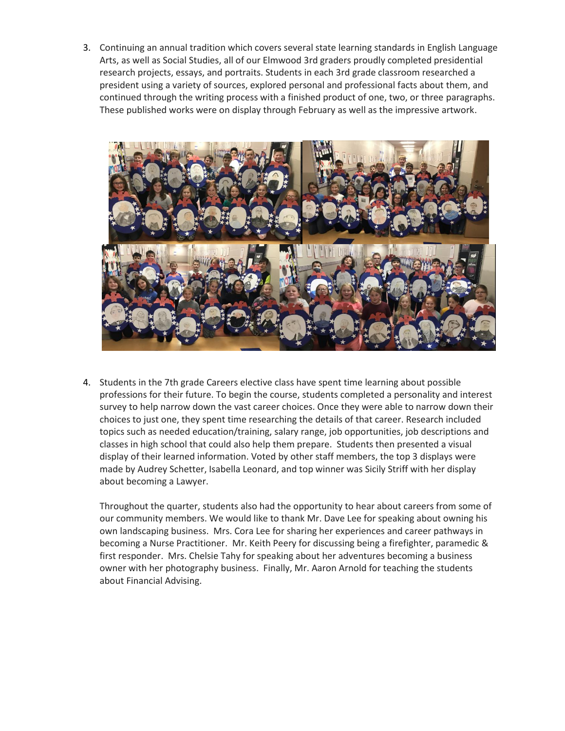3. Continuing an annual tradition which covers several state learning standards in English Language Arts, as well as Social Studies, all of our Elmwood 3rd graders proudly completed presidential research projects, essays, and portraits. Students in each 3rd grade classroom researched a president using a variety of sources, explored personal and professional facts about them, and continued through the writing process with a finished product of one, two, or three paragraphs. These published works were on display through February as well as the impressive artwork.

4. Students in the 7th grade Careers elective class have spent time learning about possible professions for their future. To begin the course, students completed a personality and interest survey to help narrow down the vast career choices. Once they were able to narrow down their choices to just one, they spent time researching the details of that career. Research included topics such as needed education/training, salary range, job opportunities, job descriptions and classes in high school that could also help them prepare. Students then presented a visual display of their learned information. Voted by other staff members, the top 3 displays were made by Audrey Schetter, Isabella Leonard, and top winner was Sicily Striff with her display about becoming a Lawyer.

   Throughout the quarter, students also had the opportunity to hear about careers from some of our community members. We would like to thank Mr. Dave Lee for speaking about owning his own landscaping business. Mrs. Cora Lee for sharing her experiences and career pathways in becoming a Nurse Practitioner. Mr. Keith Peery for discussing being a firefighter, paramedic & first responder. Mrs. Chelsie Tahy for speaking about her adventures becoming a business owner with her photography business. Finally, Mr. Aaron Arnold for teaching the students about Financial Advising.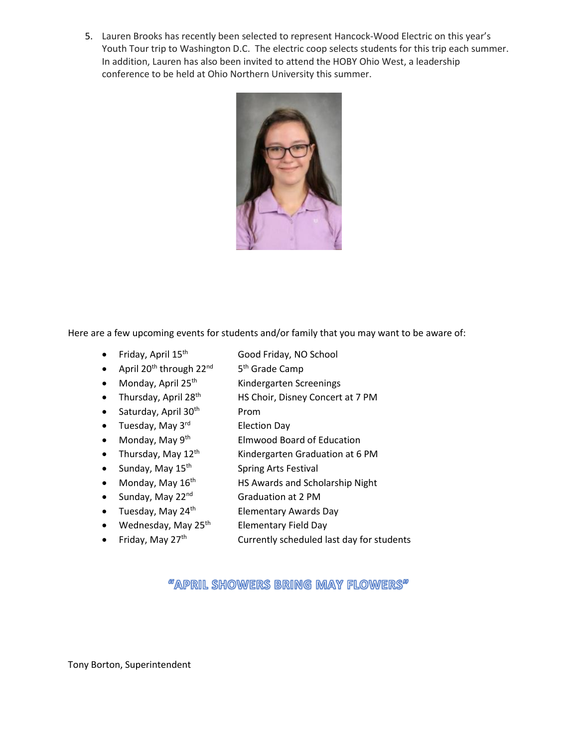5. Lauren Brooks has recently been selected to represent Hancock-Wood Electric on this year's Youth Tour trip to Washington D.C. The electric coop selects students for this trip each summer. In addition, Lauren has also been invited to attend the HOBY Ohio West, a leadership conference to be held at Ohio Northern University this summer.

Here are a few upcoming events for students and/or family that you may want to be aware of:

- Friday, April 15th — Good Friday, NO School
- April 20th through 22nd — 5th Grade Camp
- Monday, April 25th — Kindergarten Screenings
- Thursday, April 28th — HS Choir, Disney Concert at 7 PM
- Saturday, April 30th — Prom
- Tuesday, May 3rd — Election Day
- Monday, May 9th — Elmwood Board of Education
- Thursday, May 12th — Kindergarten Graduation at 6 PM
- Sunday, May 15th — Spring Arts Festival
- Monday, May 16th — HS Awards and Scholarship Night
- Sunday, May 22nd — Graduation at 2 PM
- Tuesday, May 24th — Elementary Awards Day
- Wednesday, May 25th — Elementary Field Day
- Friday, May 27th — Currently scheduled last day for students

**"APRIL SHOWERS BRING MAY FLOWERS"**

Tony Borton, Superintendent